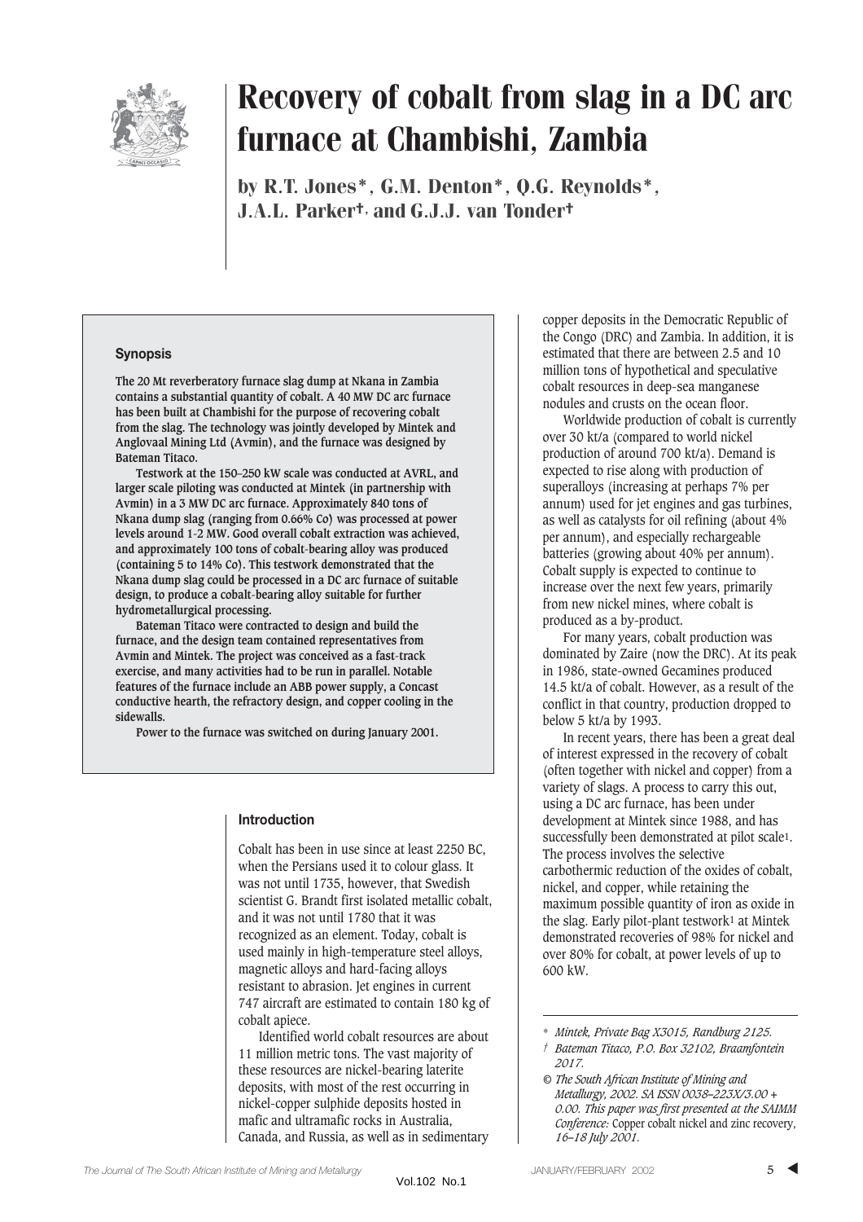# Recovery of cobalt from slag in a DC arc furnace at Chambishi, Zambia

**by R.T. Jones\*, G.M. Denton\*, Q.G. Reynolds\*, J.A.L. Parker†, and G.J.J. van Tonder†**

## Synopsis

**The 20 Mt reverberatory furnace slag dump at Nkana in Zambia contains a substantial quantity of cobalt. A 40 MW DC arc furnace has been built at Chambishi for the purpose of recovering cobalt from the slag. The technology was jointly developed by Mintek and Anglovaal Mining Ltd (Avmin), and the furnace was designed by Bateman Titaco.**

**Testwork at the 150–250 kW scale was conducted at AVRL, and larger scale piloting was conducted at Mintek (in partnership with Avmin) in a 3 MW DC arc furnace. Approximately 840 tons of Nkana dump slag (ranging from 0.66% Co) was processed at power levels around 1-2 MW. Good overall cobalt extraction was achieved, and approximately 100 tons of cobalt-bearing alloy was produced (containing 5 to 14% Co). This testwork demonstrated that the Nkana dump slag could be processed in a DC arc furnace of suitable design, to produce a cobalt-bearing alloy suitable for further hydrometallurgical processing.**

**Bateman Titaco were contracted to design and build the furnace, and the design team contained representatives from Avmin and Mintek. The project was conceived as a fast-track exercise, and many activities had to be run in parallel. Notable features of the furnace include an ABB power supply, a Concast conductive hearth, the refractory design, and copper cooling in the sidewalls.**

**Power to the furnace was switched on during January 2001.**

## Introduction

Cobalt has been in use since at least 2250 BC, when the Persians used it to colour glass. It was not until 1735, however, that Swedish scientist G. Brandt first isolated metallic cobalt, and it was not until 1780 that it was recognized as an element. Today, cobalt is used mainly in high-temperature steel alloys, magnetic alloys and hard-facing alloys resistant to abrasion. Jet engines in current 747 aircraft are estimated to contain 180 kg of cobalt apiece.

Identified world cobalt resources are about 11 million metric tons. The vast majority of these resources are nickel-bearing laterite deposits, with most of the rest occurring in nickel-copper sulphide deposits hosted in mafic and ultramafic rocks in Australia, Canada, and Russia, as well as in sedimentary copper deposits in the Democratic Republic of the Congo (DRC) and Zambia. In addition, it is estimated that there are between 2.5 and 10 million tons of hypothetical and speculative cobalt resources in deep-sea manganese nodules and crusts on the ocean floor.

Worldwide production of cobalt is currently over 30 kt/a (compared to world nickel production of around 700 kt/a). Demand is expected to rise along with production of superalloys (increasing at perhaps 7% per annum) used for jet engines and gas turbines, as well as catalysts for oil refining (about 4% per annum), and especially rechargeable batteries (growing about 40% per annum). Cobalt supply is expected to continue to increase over the next few years, primarily from new nickel mines, where cobalt is produced as a by-product.

For many years, cobalt production was dominated by Zaire (now the DRC). At its peak in 1986, state-owned Gecamines produced 14.5 kt/a of cobalt. However, as a result of the conflict in that country, production dropped to below 5 kt/a by 1993.

In recent years, there has been a great deal of interest expressed in the recovery of cobalt (often together with nickel and copper) from a variety of slags. A process to carry this out, using a DC arc furnace, has been under development at Mintek since 1988, and has successfully been demonstrated at pilot scale[1]. The process involves the selective carbothermic reduction of the oxides of cobalt, nickel, and copper, while retaining the maximum possible quantity of iron as oxide in the slag. Early pilot-plant testwork[1] at Mintek demonstrated recoveries of 98% for nickel and over 80% for cobalt, at power levels of up to 600 kW.

---

\* *Mintek, Private Bag X3015, Randburg 2125.*

† *Bateman Titaco, P.O. Box 32102, Braamfontein 2017.*

© *The South African Institute of Mining and Metallurgy, 2002. SA ISSN 0038–223X/3.00 + 0.00. This paper was first presented at the SAIMM Conference:* Copper cobalt nickel and zinc recovery, *16–18 July 2001.*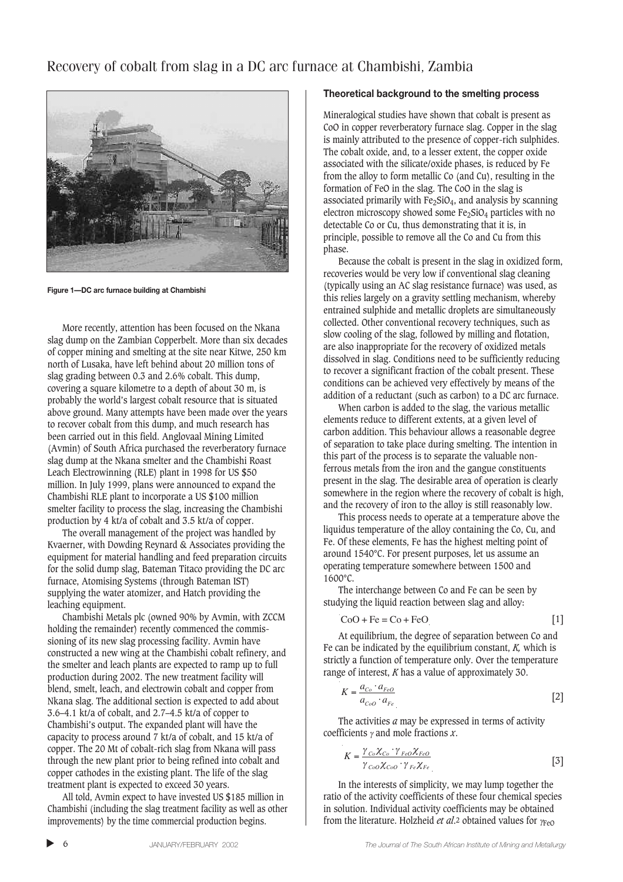Figure 1—DC arc furnace building at Chambishi

More recently, attention has been focused on the Nkana slag dump on the Zambian Copperbelt. More than six decades of copper mining and smelting at the site near Kitwe, 250 km north of Lusaka, have left behind about 20 million tons of slag grading between 0.3 and 2.6% cobalt. This dump, covering a square kilometre to a depth of about 30 m, is probably the world's largest cobalt resource that is situated above ground. Many attempts have been made over the years to recover cobalt from this dump, and much research has been carried out in this field. Anglovaal Mining Limited (Avmin) of South Africa purchased the reverberatory furnace slag dump at the Nkana smelter and the Chambishi Roast Leach Electrowinning (RLE) plant in 1998 for US $50 million. In July 1999, plans were announced to expand the Chambishi RLE plant to incorporate a US $100 million smelter facility to process the slag, increasing the Chambishi production by 4 kt/a of cobalt and 3.5 kt/a of copper.

The overall management of the project was handled by Kvaerner, with Dowding Reynard & Associates providing the equipment for material handling and feed preparation circuits for the solid dump slag, Bateman Titaco providing the DC arc furnace, Atomising Systems (through Bateman IST) supplying the water atomizer, and Hatch providing the leaching equipment.

Chambishi Metals plc (owned 90% by Avmin, with ZCCM holding the remainder) recently commenced the commissioning of its new slag processing facility. Avmin have constructed a new wing at the Chambishi cobalt refinery, and the smelter and leach plants are expected to ramp up to full production during 2002. The new treatment facility will blend, smelt, leach, and electrowin cobalt and copper from Nkana slag. The additional section is expected to add about 3.6–4.1 kt/a of cobalt, and 2.7–4.5 kt/a of copper to Chambishi's output. The expanded plant will have the capacity to process around 7 kt/a of cobalt, and 15 kt/a of copper. The 20 Mt of cobalt-rich slag from Nkana will pass through the new plant prior to being refined into cobalt and copper cathodes in the existing plant. The life of the slag treatment plant is expected to exceed 30 years.

All told, Avmin expect to have invested US $185 million in Chambishi (including the slag treatment facility as well as other improvements) by the time commercial production begins.

## Theoretical background to the smelting process

Mineralogical studies have shown that cobalt is present as CoO in copper reverberatory furnace slag. Copper in the slag is mainly attributed to the presence of copper-rich sulphides. The cobalt oxide, and, to a lesser extent, the copper oxide associated with the silicate/oxide phases, is reduced by Fe from the alloy to form metallic Co (and Cu), resulting in the formation of FeO in the slag. The CoO in the slag is associated primarily with $Fe_2SiO_4$, and analysis by scanning electron microscopy showed some $Fe_2SiO_4$ particles with no detectable Co or Cu, thus demonstrating that it is, in principle, possible to remove all the Co and Cu from this phase.

Because the cobalt is present in the slag in oxidized form, recoveries would be very low if conventional slag cleaning (typically using an AC slag resistance furnace) was used, as this relies largely on a gravity settling mechanism, whereby entrained sulphide and metallic droplets are simultaneously collected. Other conventional recovery techniques, such as slow cooling of the slag, followed by milling and flotation, are also inappropriate for the recovery of oxidized metals dissolved in slag. Conditions need to be sufficiently reducing to recover a significant fraction of the cobalt present. These conditions can be achieved very effectively by means of the addition of a reductant (such as carbon) to a DC arc furnace.

When carbon is added to the slag, the various metallic elements reduce to different extents, at a given level of carbon addition. This behaviour allows a reasonable degree of separation to take place during smelting. The intention in this part of the process is to separate the valuable non-ferrous metals from the iron and the gangue constituents present in the slag. The desirable area of operation is clearly somewhere in the region where the recovery of cobalt is high, and the recovery of iron to the alloy is still reasonably low.

This process needs to operate at a temperature above the liquidus temperature of the alloy containing the Co, Cu, and Fe. Of these elements, Fe has the highest melting point of around 1540°C. For present purposes, let us assume an operating temperature somewhere between 1500 and 1600°C.

The interchange between Co and Fe can be seen by studying the liquid reaction between slag and alloy:

$$CoO + Fe = Co + FeO \qquad [1]$$

At equilibrium, the degree of separation between Co and Fe can be indicated by the equilibrium constant, $K$, which is strictly a function of temperature only. Over the temperature range of interest, $K$ has a value of approximately 30.

$$K = \frac{a_{Co} \cdot a_{FeO}}{a_{CoO} \cdot a_{Fe}} \qquad [2]$$

The activities $a$ may be expressed in terms of activity coefficients $\gamma$ and mole fractions $x$.

$$K = \frac{\gamma_{Co}\chi_{Co} \cdot \gamma_{FeO}\chi_{FeO}}{\gamma_{CoO}\chi_{CoO} \cdot \gamma_{Fe}\chi_{Fe}} \qquad [3]$$

In the interests of simplicity, we may lump together the ratio of the activity coefficients of these four chemical species in solution. Individual activity coefficients may be obtained from the literature. Holzheid *et al.*[2] obtained values for $\gamma_{FeO}$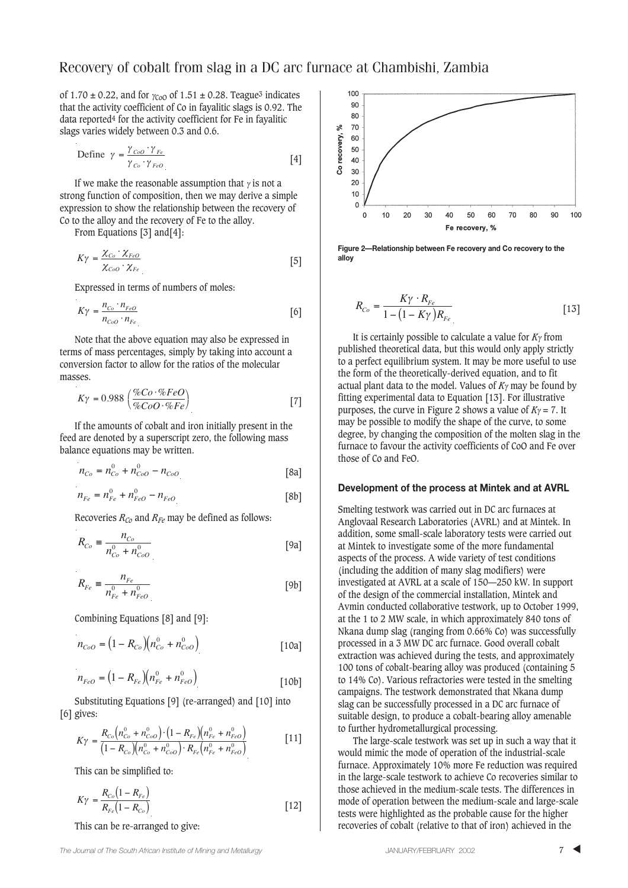of 1.70 ± 0.22, and for $\gamma_{CoO}$ of 1.51 ± 0.28. Teague[3] indicates that the activity coefficient of Co in fayalitic slags is 0.92. The data reported[4] for the activity coefficient for Fe in fayalitic slags varies widely between 0.3 and 0.6.

$$\text{Define } \gamma = \frac{\gamma_{CoO} \cdot \gamma_{Fe}}{\gamma_{Co} \cdot \gamma_{FeO}} \qquad [4]$$

If we make the reasonable assumption that $\gamma$ is not a strong function of composition, then we may derive a simple expression to show the relationship between the recovery of Co to the alloy and the recovery of Fe to the alloy.

From Equations [3] and[4]:

$$K\gamma = \frac{\chi_{Co} \cdot \chi_{FeO}}{\chi_{CoO} \cdot \chi_{Fe}} \qquad [5]$$

Expressed in terms of numbers of moles:

$$K\gamma = \frac{n_{Co} \cdot n_{FeO}}{n_{CoO} \cdot n_{Fe}} \qquad [6]$$

Note that the above equation may also be expressed in terms of mass percentages, simply by taking into account a conversion factor to allow for the ratios of the molecular masses.

$$K\gamma = 0.988 \left( \frac{\%Co \cdot \%FeO}{\%CoO \cdot \%Fe} \right) \qquad [7]$$

If the amounts of cobalt and iron initially present in the feed are denoted by a superscript zero, the following mass balance equations may be written.

$$n_{Co} = n_{Co}^0 + n_{CoO}^0 - n_{CoO} \qquad [8a]$$

$$n_{Fe} = n_{Fe}^0 + n_{FeO}^0 - n_{FeO} \qquad [8b]$$

Recoveries $R_{Co}$ and $R_{Fe}$ may be defined as follows:

$$R_{Co} \equiv \frac{n_{Co}}{n_{Co}^0 + n_{CoO}^0} \qquad [9a]$$

$$R_{Fe} \equiv \frac{n_{Fe}}{n_{Fe}^0 + n_{FeO}^0} \qquad [9b]$$

Combining Equations [8] and [9]:

$$n_{CoO} = \left(1 - R_{Co}\right)\left(n_{Co}^0 + n_{CoO}^0\right) \qquad [10a]$$

$$n_{FeO} = \left(1 - R_{Fe}\right)\left(n_{Fe}^0 + n_{FeO}^0\right) \qquad [10b]$$

Substituting Equations [9] (re-arranged) and [10] into [6] gives:

$$K\gamma = \frac{R_{Co}\left(n_{Co}^0 + n_{CoO}^0\right) \cdot \left(1 - R_{Fe}\right)\left(n_{Fe}^0 + n_{FeO}^0\right)}{\left(1 - R_{Co}\right)\left(n_{Co}^0 + n_{CoO}^0\right) \cdot R_{Fe}\left(n_{Fe}^0 + n_{FeO}^0\right)} \qquad [11]$$

This can be simplified to:

$$K\gamma = \frac{R_{Co}\left(1 - R_{Fe}\right)}{R_{Fe}\left(1 - R_{Co}\right)} \qquad [12]$$

This can be re-arranged to give:

Figure 2—Relationship between Fe recovery and Co recovery to the alloy

$$R_{Co} = \frac{K\gamma \cdot R_{Fe}}{1 - \left(1 - K\gamma\right)R_{Fe}} \qquad [13]$$

It is certainly possible to calculate a value for $K\gamma$ from published theoretical data, but this would only apply strictly to a perfect equilibrium system. It may be more useful to use the form of the theoretically-derived equation, and to fit actual plant data to the model. Values of $K\gamma$ may be found by fitting experimental data to Equation [13]. For illustrative purposes, the curve in Figure 2 shows a value of $K\gamma = 7$. It may be possible to modify the shape of the curve, to some degree, by changing the composition of the molten slag in the furnace to favour the activity coefficients of CoO and Fe over those of Co and FeO.

### Development of the process at Mintek and at AVRL

Smelting testwork was carried out in DC arc furnaces at Anglovaal Research Laboratories (AVRL) and at Mintek. In addition, some small-scale laboratory tests were carried out at Mintek to investigate some of the more fundamental aspects of the process. A wide variety of test conditions (including the addition of many slag modifiers) were investigated at AVRL at a scale of 150—250 kW. In support of the design of the commercial installation, Mintek and Avmin conducted collaborative testwork, up to October 1999, at the 1 to 2 MW scale, in which approximately 840 tons of Nkana dump slag (ranging from 0.66% Co) was successfully processed in a 3 MW DC arc furnace. Good overall cobalt extraction was achieved during the tests, and approximately 100 tons of cobalt-bearing alloy was produced (containing 5 to 14% Co). Various refractories were tested in the smelting campaigns. The testwork demonstrated that Nkana dump slag can be successfully processed in a DC arc furnace of suitable design, to produce a cobalt-bearing alloy amenable to further hydrometallurgical processing.

The large-scale testwork was set up in such a way that it would mimic the mode of operation of the industrial-scale furnace. Approximately 10% more Fe reduction was required in the large-scale testwork to achieve Co recoveries similar to those achieved in the medium-scale tests. The differences in mode of operation between the medium-scale and large-scale tests were highlighted as the probable cause for the higher recoveries of cobalt (relative to that of iron) achieved in the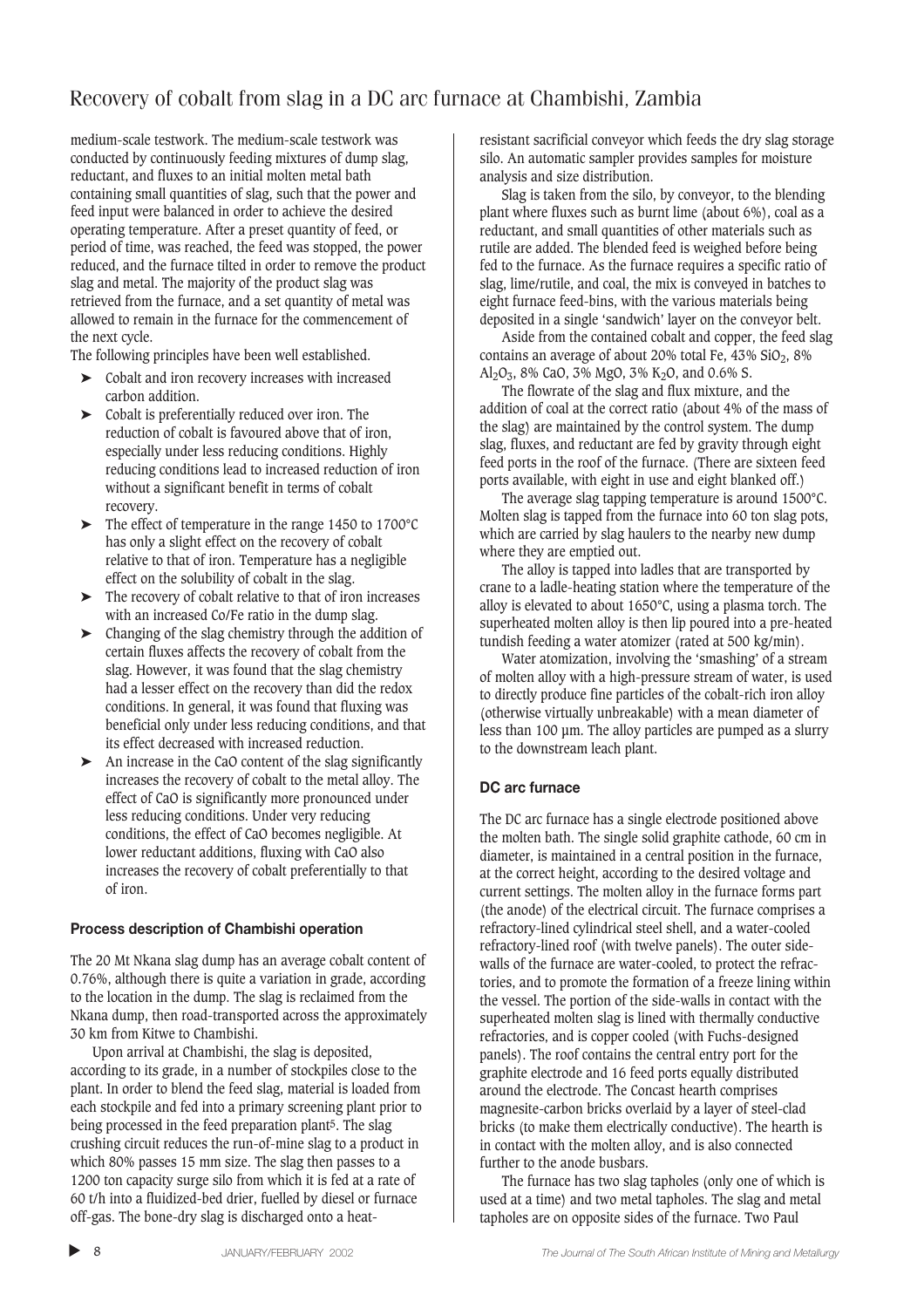medium-scale testwork. The medium-scale testwork was conducted by continuously feeding mixtures of dump slag, reductant, and fluxes to an initial molten metal bath containing small quantities of slag, such that the power and feed input were balanced in order to achieve the desired operating temperature. After a preset quantity of feed, or period of time, was reached, the feed was stopped, the power reduced, and the furnace tilted in order to remove the product slag and metal. The majority of the product slag was retrieved from the furnace, and a set quantity of metal was allowed to remain in the furnace for the commencement of the next cycle.

The following principles have been well established.

- Cobalt and iron recovery increases with increased carbon addition.
- Cobalt is preferentially reduced over iron. The reduction of cobalt is favoured above that of iron, especially under less reducing conditions. Highly reducing conditions lead to increased reduction of iron without a significant benefit in terms of cobalt recovery.
- The effect of temperature in the range 1450 to 1700°C has only a slight effect on the recovery of cobalt relative to that of iron. Temperature has a negligible effect on the solubility of cobalt in the slag.
- The recovery of cobalt relative to that of iron increases with an increased Co/Fe ratio in the dump slag.
- Changing of the slag chemistry through the addition of certain fluxes affects the recovery of cobalt from the slag. However, it was found that the slag chemistry had a lesser effect on the recovery than did the redox conditions. In general, it was found that fluxing was beneficial only under less reducing conditions, and that its effect decreased with increased reduction.
- An increase in the CaO content of the slag significantly increases the recovery of cobalt to the metal alloy. The effect of CaO is significantly more pronounced under less reducing conditions. Under very reducing conditions, the effect of CaO becomes negligible. At lower reductant additions, fluxing with CaO also increases the recovery of cobalt preferentially to that of iron.

### Process description of Chambishi operation

The 20 Mt Nkana slag dump has an average cobalt content of 0.76%, although there is quite a variation in grade, according to the location in the dump. The slag is reclaimed from the Nkana dump, then road-transported across the approximately 30 km from Kitwe to Chambishi.

Upon arrival at Chambishi, the slag is deposited, according to its grade, in a number of stockpiles close to the plant. In order to blend the feed slag, material is loaded from each stockpile and fed into a primary screening plant prior to being processed in the feed preparation plant[5]. The slag crushing circuit reduces the run-of-mine slag to a product in which 80% passes 15 mm size. The slag then passes to a 1200 ton capacity surge silo from which it is fed at a rate of 60 t/h into a fluidized-bed drier, fuelled by diesel or furnace off-gas. The bone-dry slag is discharged onto a heat-resistant sacrificial conveyor which feeds the dry slag storage silo. An automatic sampler provides samples for moisture analysis and size distribution.

Slag is taken from the silo, by conveyor, to the blending plant where fluxes such as burnt lime (about 6%), coal as a reductant, and small quantities of other materials such as rutile are added. The blended feed is weighed before being fed to the furnace. As the furnace requires a specific ratio of slag, lime/rutile, and coal, the mix is conveyed in batches to eight furnace feed-bins, with the various materials being deposited in a single 'sandwich' layer on the conveyor belt.

Aside from the contained cobalt and copper, the feed slag contains an average of about 20% total Fe, 43% $SiO_2$, 8% $Al_2O_3$, 8% CaO, 3% MgO, 3% $K_2O$, and 0.6% S.

The flowrate of the slag and flux mixture, and the addition of coal at the correct ratio (about 4% of the mass of the slag) are maintained by the control system. The dump slag, fluxes, and reductant are fed by gravity through eight feed ports in the roof of the furnace. (There are sixteen feed ports available, with eight in use and eight blanked off.)

The average slag tapping temperature is around 1500°C. Molten slag is tapped from the furnace into 60 ton slag pots, which are carried by slag haulers to the nearby new dump where they are emptied out.

The alloy is tapped into ladles that are transported by crane to a ladle-heating station where the temperature of the alloy is elevated to about 1650°C, using a plasma torch. The superheated molten alloy is then lip poured into a pre-heated tundish feeding a water atomizer (rated at 500 kg/min).

Water atomization, involving the 'smashing' of a stream of molten alloy with a high-pressure stream of water, is used to directly produce fine particles of the cobalt-rich iron alloy (otherwise virtually unbreakable) with a mean diameter of less than 100 µm. The alloy particles are pumped as a slurry to the downstream leach plant.

### DC arc furnace

The DC arc furnace has a single electrode positioned above the molten bath. The single solid graphite cathode, 60 cm in diameter, is maintained in a central position in the furnace, at the correct height, according to the desired voltage and current settings. The molten alloy in the furnace forms part (the anode) of the electrical circuit. The furnace comprises a refractory-lined cylindrical steel shell, and a water-cooled refractory-lined roof (with twelve panels). The outer side-walls of the furnace are water-cooled, to protect the refractories, and to promote the formation of a freeze lining within the vessel. The portion of the side-walls in contact with the superheated molten slag is lined with thermally conductive refractories, and is copper cooled (with Fuchs-designed panels). The roof contains the central entry port for the graphite electrode and 16 feed ports equally distributed around the electrode. The Concast hearth comprises magnesite-carbon bricks overlaid by a layer of steel-clad bricks (to make them electrically conductive). The hearth is in contact with the molten alloy, and is also connected further to the anode busbars.

The furnace has two slag tapholes (only one of which is used at a time) and two metal tapholes. The slag and metal tapholes are on opposite sides of the furnace. Two Paul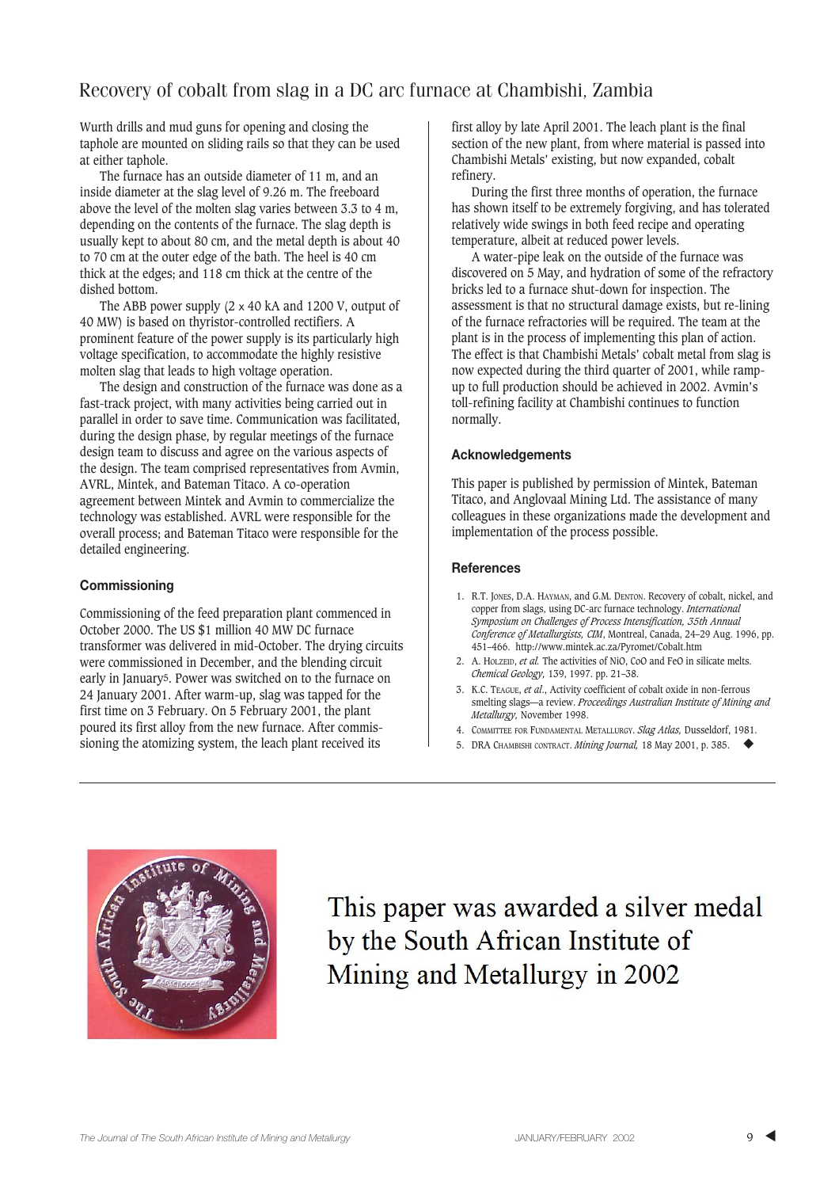Wurth drills and mud guns for opening and closing the taphole are mounted on sliding rails so that they can be used at either taphole.

The furnace has an outside diameter of 11 m, and an inside diameter at the slag level of 9.26 m. The freeboard above the level of the molten slag varies between 3.3 to 4 m, depending on the contents of the furnace. The slag depth is usually kept to about 80 cm, and the metal depth is about 40 to 70 cm at the outer edge of the bath. The heel is 40 cm thick at the edges; and 118 cm thick at the centre of the dished bottom.

The ABB power supply (2 x 40 kA and 1200 V, output of 40 MW) is based on thyristor-controlled rectifiers. A prominent feature of the power supply is its particularly high voltage specification, to accommodate the highly resistive molten slag that leads to high voltage operation.

The design and construction of the furnace was done as a fast-track project, with many activities being carried out in parallel in order to save time. Communication was facilitated, during the design phase, by regular meetings of the furnace design team to discuss and agree on the various aspects of the design. The team comprised representatives from Avmin, AVRL, Mintek, and Bateman Titaco. A co-operation agreement between Mintek and Avmin to commercialize the technology was established. AVRL were responsible for the overall process; and Bateman Titaco were responsible for the detailed engineering.

### Commissioning

Commissioning of the feed preparation plant commenced in October 2000. The US $1 million 40 MW DC furnace transformer was delivered in mid-October. The drying circuits were commissioned in December, and the blending circuit early in January[5]. Power was switched on to the furnace on 24 January 2001. After warm-up, slag was tapped for the first time on 3 February. On 5 February 2001, the plant poured its first alloy from the new furnace. After commissioning the atomizing system, the leach plant received its first alloy by late April 2001. The leach plant is the final section of the new plant, from where material is passed into Chambishi Metals' existing, but now expanded, cobalt refinery.

During the first three months of operation, the furnace has shown itself to be extremely forgiving, and has tolerated relatively wide swings in both feed recipe and operating temperature, albeit at reduced power levels.

A water-pipe leak on the outside of the furnace was discovered on 5 May, and hydration of some of the refractory bricks led to a furnace shut-down for inspection. The assessment is that no structural damage exists, but re-lining of the furnace refractories will be required. The team at the plant is in the process of implementing this plan of action. The effect is that Chambishi Metals' cobalt metal from slag is now expected during the third quarter of 2001, while ramp-up to full production should be achieved in 2002. Avmin's toll-refining facility at Chambishi continues to function normally.

### Acknowledgements

This paper is published by permission of Mintek, Bateman Titaco, and Anglovaal Mining Ltd. The assistance of many colleagues in these organizations made the development and implementation of the process possible.

### References

1. R.T. Jones, D.A. Hayman, and G.M. Denton. Recovery of cobalt, nickel, and copper from slags, using DC-arc furnace technology. *International Symposium on Challenges of Process Intensification, 35th Annual Conference of Metallurgists, CIM*, Montreal, Canada, 24–29 Aug. 1996, pp. 451–466. http://www.mintek.ac.za/Pyromet/Cobalt.htm
2. A. Holzeid, *et al.* The activities of NiO, CoO and FeO in silicate melts. *Chemical Geology,* 139, 1997. pp. 21–38.
3. K.C. Teague, *et al.*, Activity coefficient of cobalt oxide in non-ferrous smelting slags—a review. *Proceedings Australian Institute of Mining and Metallurgy,* November 1998.
4. Committee for Fundamental Metallurgy. *Slag Atlas,* Dusseldorf, 1981.
5. DRA Chambishi contract. *Mining Journal,* 18 May 2001, p. 385. ◆

This paper was awarded a silver medal by the South African Institute of Mining and Metallurgy in 2002